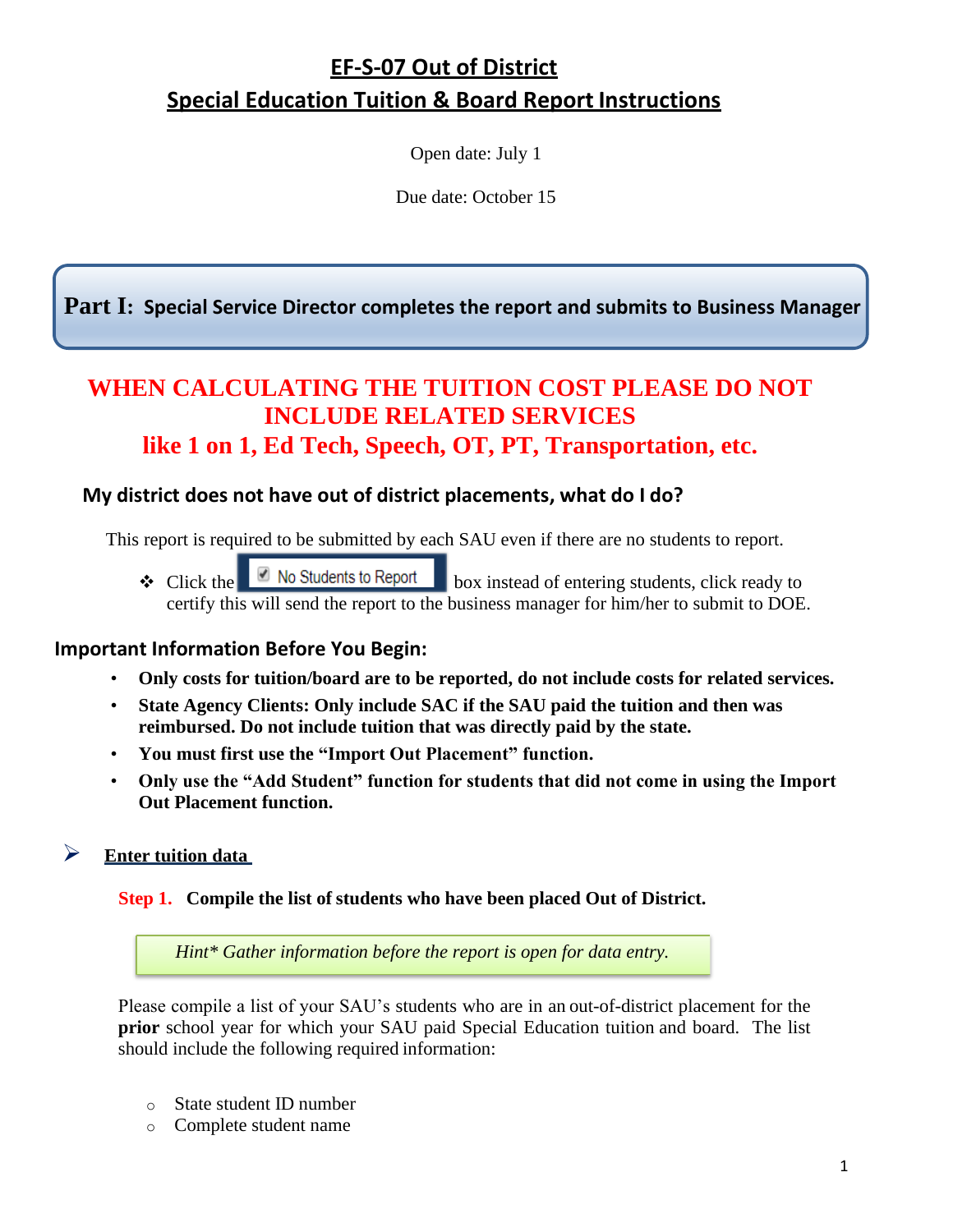# EF-S-07 Out of District
# Special Education Tuition & Board Report Instructions

Open date: July 1

Due date: October 15

## Part I: Special Service Director completes the report and submits to Business Manager

**WHEN CALCULATING THE TUITION COST PLEASE DO NOT INCLUDE RELATED SERVICES**
**like 1 on 1, Ed Tech, Speech, OT, PT, Transportation, etc.**

### My district does not have out of district placements, what do I do?

This report is required to be submitted by each SAU even if there are no students to report.

- Click the ☑ No Students to Report box instead of entering students, click ready to certify this will send the report to the business manager for him/her to submit to DOE.

### Important Information Before You Begin:

- **Only costs for tuition/board are to be reported, do not include costs for related services.**
- **State Agency Clients: Only include SAC if the SAU paid the tuition and then was reimbursed. Do not include tuition that was directly paid by the state.**
- **You must first use the "Import Out Placement" function.**
- **Only use the "Add Student" function for students that did not come in using the Import Out Placement function.**

➢ **Enter tuition data**

**Step 1. Compile the list of students who have been placed Out of District.**

*Hint\* Gather information before the report is open for data entry.*

Please compile a list of your SAU's students who are in an out-of-district placement for the **prior** school year for which your SAU paid Special Education tuition and board. The list should include the following required information:

- State student ID number
- Complete student name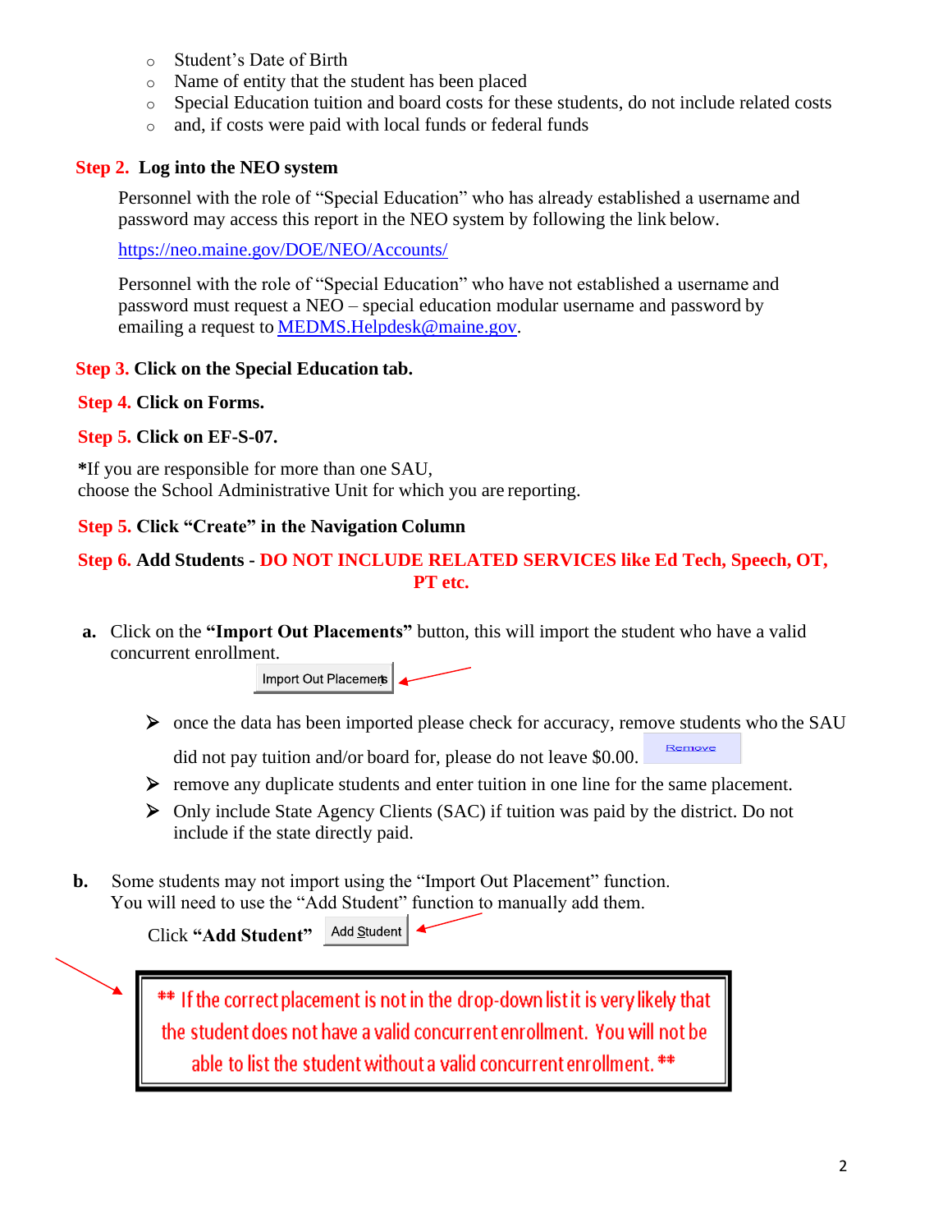- Student's Date of Birth
- Name of entity that the student has been placed
- Special Education tuition and board costs for these students, do not include related costs
- and, if costs were paid with local funds or federal funds

**Step 2. Log into the NEO system**

Personnel with the role of "Special Education" who has already established a username and password may access this report in the NEO system by following the link below.

https://neo.maine.gov/DOE/NEO/Accounts/

Personnel with the role of "Special Education" who have not established a username and password must request a NEO – special education modular username and password by emailing a request to MEDMS.Helpdesk@maine.gov.

**Step 3. Click on the Special Education tab.**

**Step 4. Click on Forms.**

**Step 5. Click on EF-S-07.**

***If you are responsible for more than one SAU,**
choose the School Administrative Unit for which you are reporting.

**Step 5. Click "Create" in the Navigation Column**

**Step 6. Add Students - DO NOT INCLUDE RELATED SERVICES like Ed Tech, Speech, OT, PT etc.**

**a.** Click on the **"Import Out Placements"** button, this will import the student who have a valid concurrent enrollment.

Import Out Placements

- once the data has been imported please check for accuracy, remove students who the SAU did not pay tuition and/or board for, please do not leave $0.00. Remove
- remove any duplicate students and enter tuition in one line for the same placement.
- Only include State Agency Clients (SAC) if tuition was paid by the district. Do not include if the state directly paid.

**b.** Some students may not import using the "Import Out Placement" function. You will need to use the "Add Student" function to manually add them.

Click **"Add Student"** Add Student

> ** If the correct placement is not in the drop-down list it is very likely that the student does not have a valid concurrent enrollment. You will not be able to list the student without a valid concurrent enrollment. **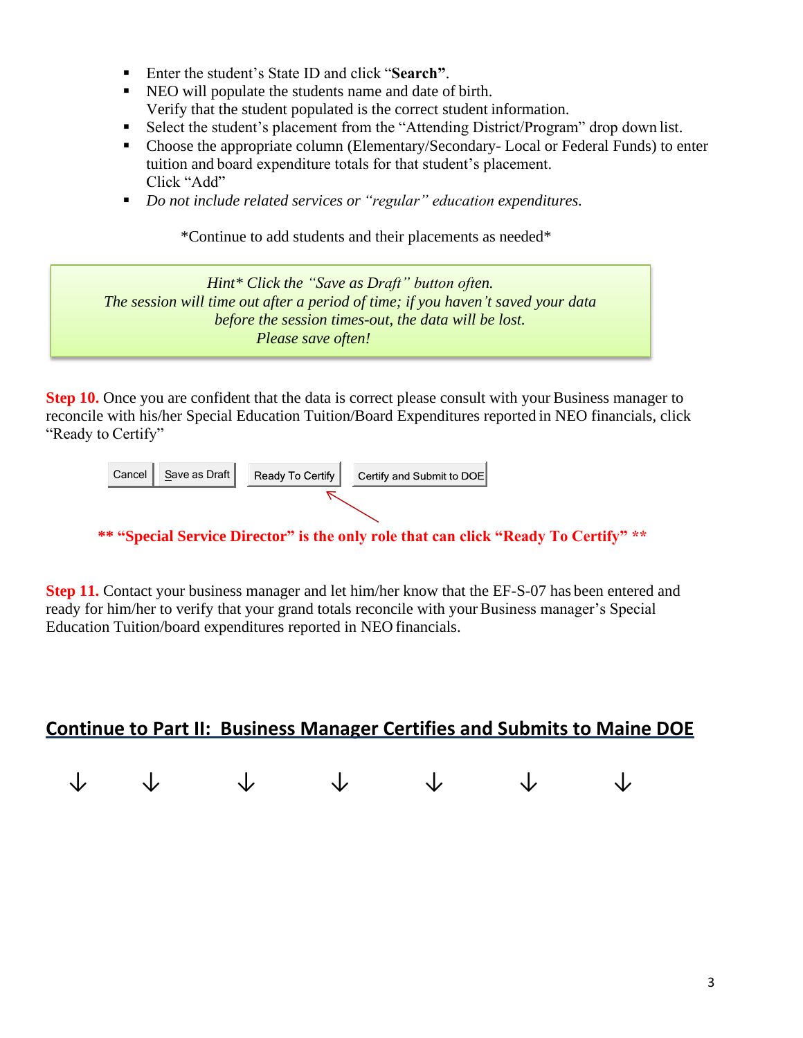- Enter the student's State ID and click "**Search**".
- NEO will populate the students name and date of birth.
  Verify that the student populated is the correct student information.
- Select the student's placement from the "Attending District/Program" drop down list.
- Choose the appropriate column (Elementary/Secondary- Local or Federal Funds) to enter tuition and board expenditure totals for that student's placement.
  Click "Add"
- *Do not include related services or "regular" education expenditures.*

*Continue to add students and their placements as needed*

> *Hint* Click the "Save as Draft" button often.*
> *The session will time out after a period of time; if you haven't saved your data before the session times-out, the data will be lost.*
> *Please save often!*

**Step 10.** Once you are confident that the data is correct please consult with your Business manager to reconcile with his/her Special Education Tuition/Board Expenditures reported in NEO financials, click "Ready to Certify"

Cancel | Save as Draft | Ready To Certify | Certify and Submit to DOE

**** "Special Service Director" is the only role that can click "Ready To Certify" ****

**Step 11.** Contact your business manager and let him/her know that the EF-S-07 has been entered and ready for him/her to verify that your grand totals reconcile with your Business manager's Special Education Tuition/board expenditures reported in NEO financials.

## Continue to Part II: Business Manager Certifies and Submits to Maine DOE

↓ ↓ ↓ ↓ ↓ ↓ ↓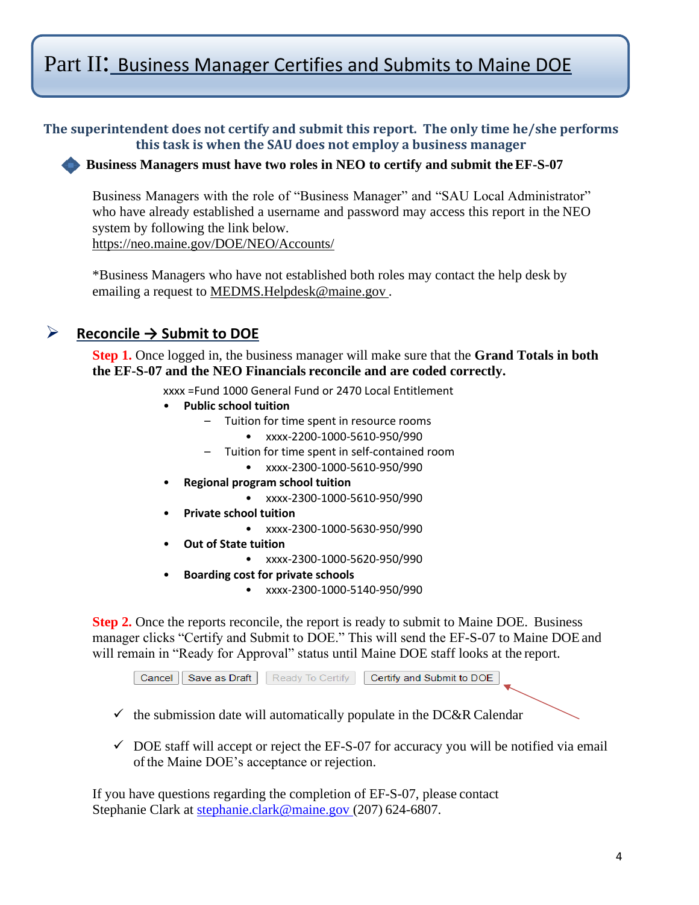# Part II: Business Manager Certifies and Submits to Maine DOE

**The superintendent does not certify and submit this report. The only time he/she performs this task is when the SAU does not employ a business manager**

- **Business Managers must have two roles in NEO to certify and submit the EF-S-07**

Business Managers with the role of "Business Manager" and "SAU Local Administrator" who have already established a username and password may access this report in the NEO system by following the link below.
https://neo.maine.gov/DOE/NEO/Accounts/

*Business Managers who have not established both roles may contact the help desk by emailing a request to MEDMS.Helpdesk@maine.gov .

## Reconcile → Submit to DOE

**Step 1.** Once logged in, the business manager will make sure that the **Grand Totals in both the EF-S-07 and the NEO Financials reconcile and are coded correctly.**

xxxx =Fund 1000 General Fund or 2470 Local Entitlement

- **Public school tuition**
  - Tuition for time spent in resource rooms
    - xxxx-2200-1000-5610-950/990
  - Tuition for time spent in self-contained room
    - xxxx-2300-1000-5610-950/990
- **Regional program school tuition**
    - xxxx-2300-1000-5610-950/990
- **Private school tuition**
    - xxxx-2300-1000-5630-950/990
- **Out of State tuition**
    - xxxx-2300-1000-5620-950/990
- **Boarding cost for private schools**
    - xxxx-2300-1000-5140-950/990

**Step 2.** Once the reports reconcile, the report is ready to submit to Maine DOE. Business manager clicks "Certify and Submit to DOE." This will send the EF-S-07 to Maine DOE and will remain in "Ready for Approval" status until Maine DOE staff looks at the report.

Cancel | Save as Draft | Ready To Certify | Certify and Submit to DOE

- ✓ the submission date will automatically populate in the DC&R Calendar
- ✓ DOE staff will accept or reject the EF-S-07 for accuracy you will be notified via email of the Maine DOE's acceptance or rejection.

If you have questions regarding the completion of EF-S-07, please contact Stephanie Clark at stephanie.clark@maine.gov (207) 624-6807.